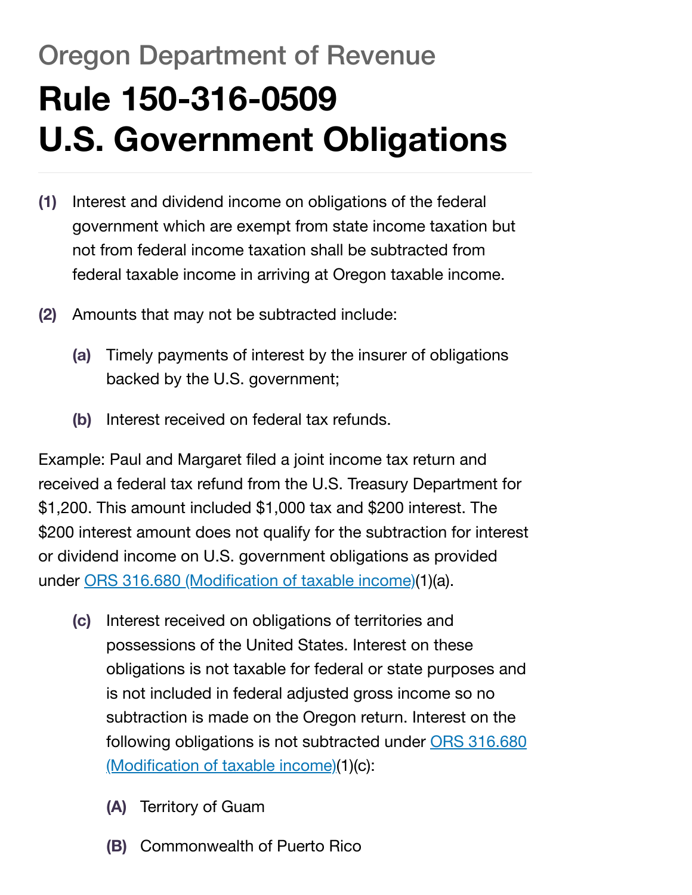Oregon Department of Revenue

# Rule 150-316-0509
# U.S. Government Obligations

**(1)** Interest and dividend income on obligations of the federal government which are exempt from state income taxation but not from federal income taxation shall be subtracted from federal taxable income in arriving at Oregon taxable income.

**(2)** Amounts that may not be subtracted include:

- **(a)** Timely payments of interest by the insurer of obligations backed by the U.S. government;

- **(b)** Interest received on federal tax refunds.

Example: Paul and Margaret filed a joint income tax return and received a federal tax refund from the U.S. Treasury Department for $1,200. This amount included $1,000 tax and $200 interest. The $200 interest amount does not qualify for the subtraction for interest or dividend income on U.S. government obligations as provided under ORS 316.680 (Modification of taxable income)(1)(a).

- **(c)** Interest received on obligations of territories and possessions of the United States. Interest on these obligations is not taxable for federal or state purposes and is not included in federal adjusted gross income so no subtraction is made on the Oregon return. Interest on the following obligations is not subtracted under ORS 316.680 (Modification of taxable income)(1)(c):

  - **(A)** Territory of Guam

  - **(B)** Commonwealth of Puerto Rico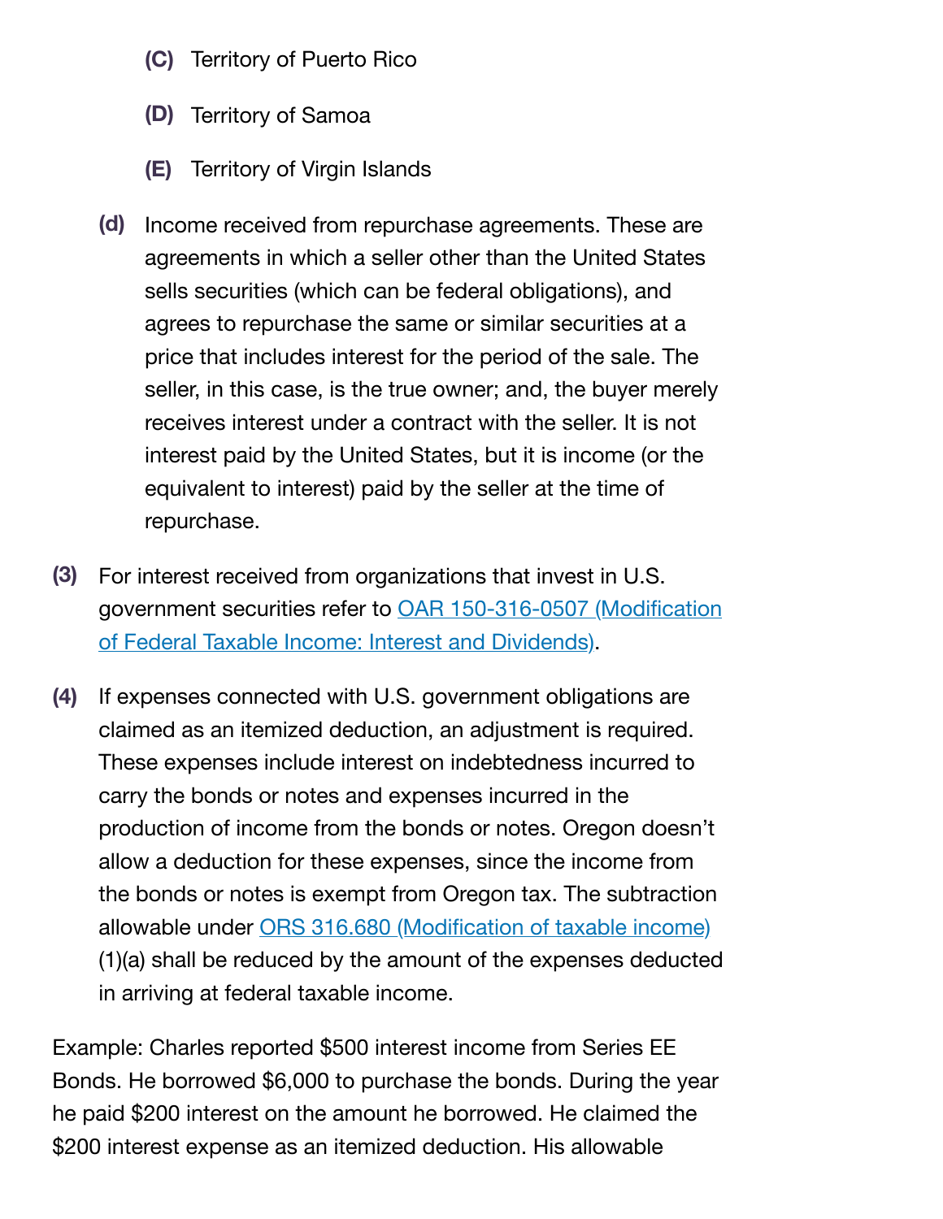- **(C)** Territory of Puerto Rico
- **(D)** Territory of Samoa
- **(E)** Territory of Virgin Islands

**(d)** Income received from repurchase agreements. These are agreements in which a seller other than the United States sells securities (which can be federal obligations), and agrees to repurchase the same or similar securities at a price that includes interest for the period of the sale. The seller, in this case, is the true owner; and, the buyer merely receives interest under a contract with the seller. It is not interest paid by the United States, but it is income (or the equivalent to interest) paid by the seller at the time of repurchase.

**(3)** For interest received from organizations that invest in U.S. government securities refer to [OAR 150-316-0507 (Modification of Federal Taxable Income: Interest and Dividends)](#).

**(4)** If expenses connected with U.S. government obligations are claimed as an itemized deduction, an adjustment is required. These expenses include interest on indebtedness incurred to carry the bonds or notes and expenses incurred in the production of income from the bonds or notes. Oregon doesn't allow a deduction for these expenses, since the income from the bonds or notes is exempt from Oregon tax. The subtraction allowable under [ORS 316.680 (Modification of taxable income)](#) (1)(a) shall be reduced by the amount of the expenses deducted in arriving at federal taxable income.

Example: Charles reported $500 interest income from Series EE Bonds. He borrowed $6,000 to purchase the bonds. During the year he paid $200 interest on the amount he borrowed. He claimed the $200 interest expense as an itemized deduction. His allowable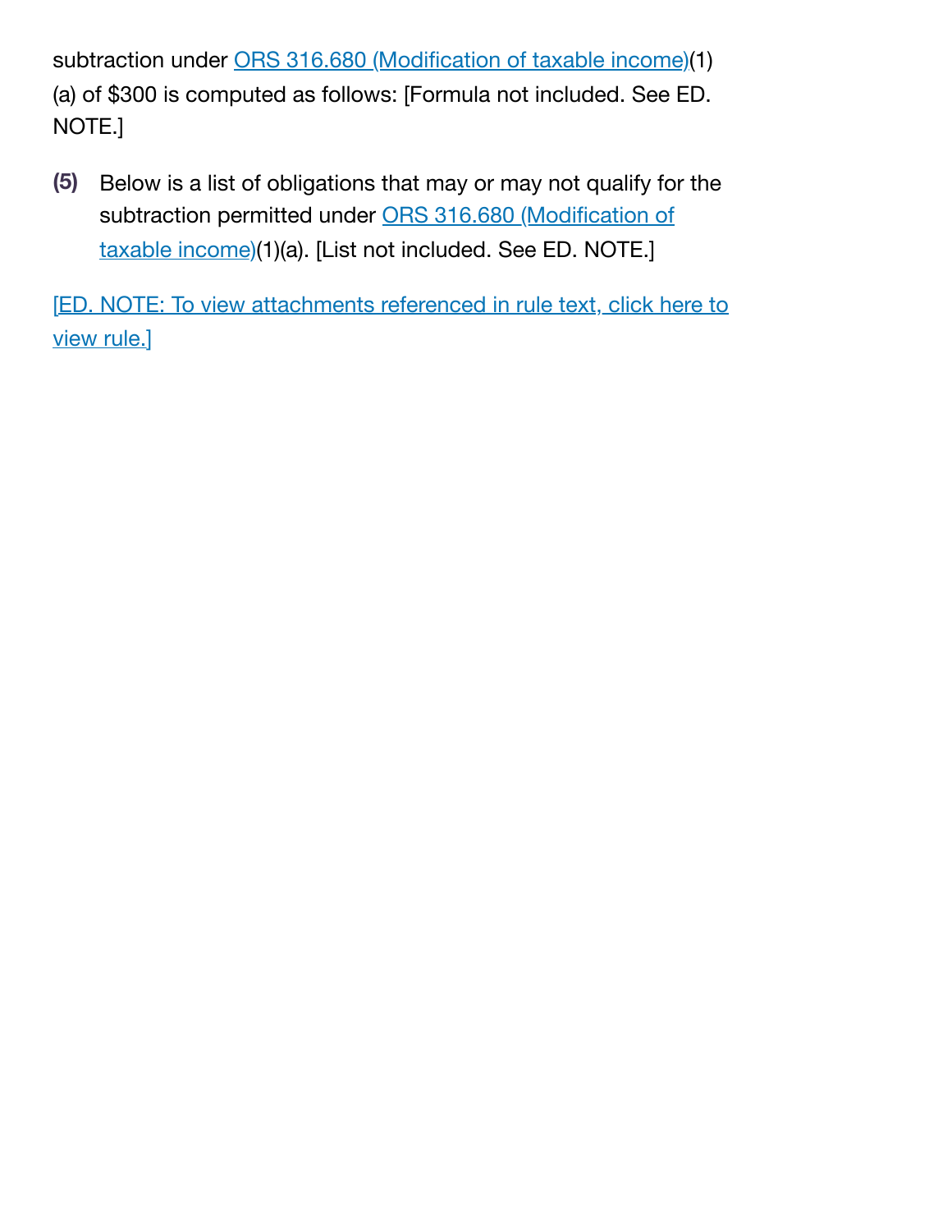subtraction under ORS 316.680 (Modification of taxable income)(1)(a) of $300 is computed as follows: [Formula not included. See ED. NOTE.]

**(5)** Below is a list of obligations that may or may not qualify for the subtraction permitted under ORS 316.680 (Modification of taxable income)(1)(a). [List not included. See ED. NOTE.]

[ED. NOTE: To view attachments referenced in rule text, click here to view rule.]